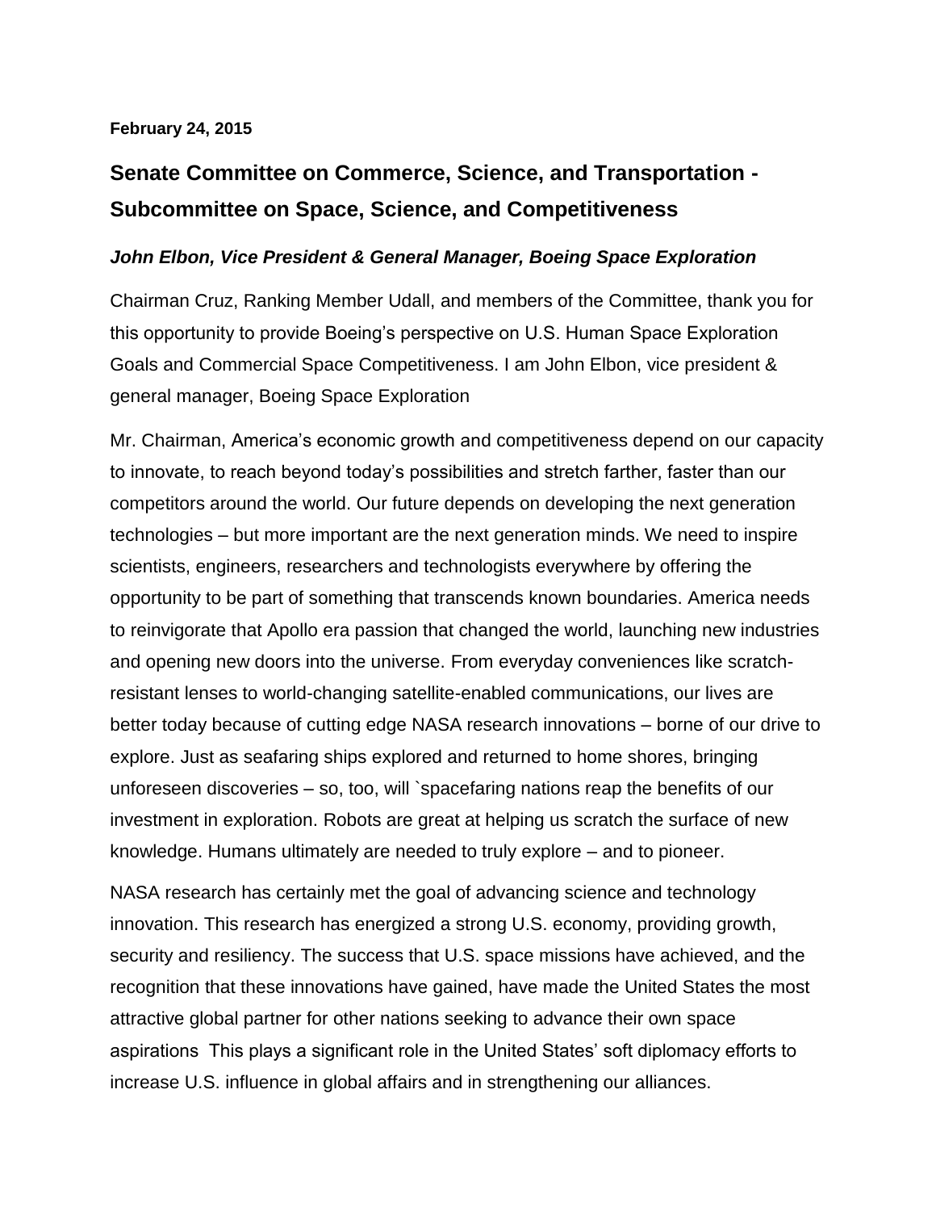**February 24, 2015**

## Senate Committee on Commerce, Science, and Transportation - Subcommittee on Space, Science, and Competitiveness

### *John Elbon, Vice President & General Manager, Boeing Space Exploration*

Chairman Cruz, Ranking Member Udall, and members of the Committee, thank you for this opportunity to provide Boeing's perspective on U.S. Human Space Exploration Goals and Commercial Space Competitiveness. I am John Elbon, vice president & general manager, Boeing Space Exploration

Mr. Chairman, America's economic growth and competitiveness depend on our capacity to innovate, to reach beyond today's possibilities and stretch farther, faster than our competitors around the world. Our future depends on developing the next generation technologies – but more important are the next generation minds. We need to inspire scientists, engineers, researchers and technologists everywhere by offering the opportunity to be part of something that transcends known boundaries. America needs to reinvigorate that Apollo era passion that changed the world, launching new industries and opening new doors into the universe. From everyday conveniences like scratch-resistant lenses to world-changing satellite-enabled communications, our lives are better today because of cutting edge NASA research innovations – borne of our drive to explore. Just as seafaring ships explored and returned to home shores, bringing unforeseen discoveries – so, too, will `spacefaring nations reap the benefits of our investment in exploration. Robots are great at helping us scratch the surface of new knowledge. Humans ultimately are needed to truly explore – and to pioneer.

NASA research has certainly met the goal of advancing science and technology innovation. This research has energized a strong U.S. economy, providing growth, security and resiliency. The success that U.S. space missions have achieved, and the recognition that these innovations have gained, have made the United States the most attractive global partner for other nations seeking to advance their own space aspirations This plays a significant role in the United States' soft diplomacy efforts to increase U.S. influence in global affairs and in strengthening our alliances.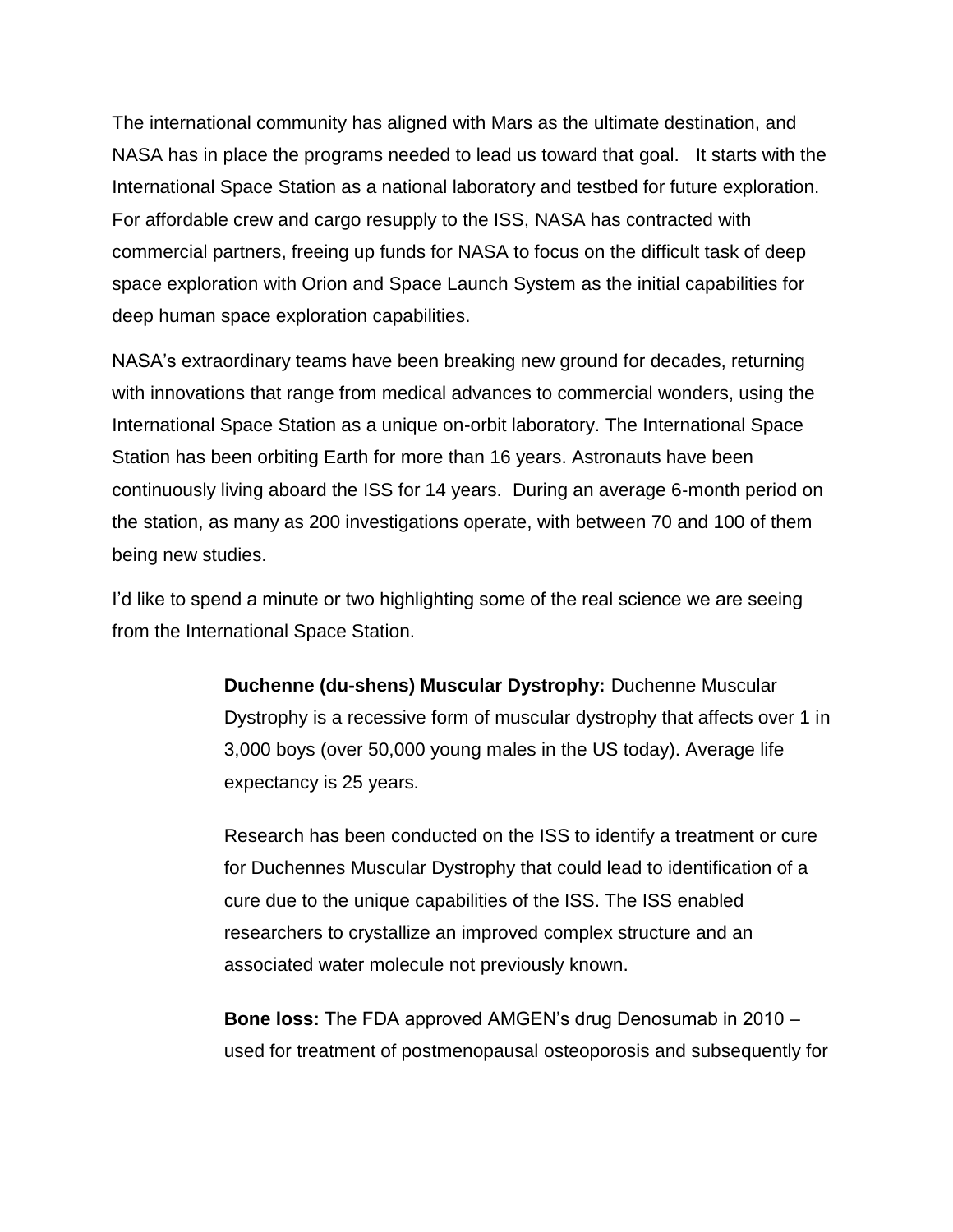The international community has aligned with Mars as the ultimate destination, and NASA has in place the programs needed to lead us toward that goal.   It starts with the International Space Station as a national laboratory and testbed for future exploration. For affordable crew and cargo resupply to the ISS, NASA has contracted with commercial partners, freeing up funds for NASA to focus on the difficult task of deep space exploration with Orion and Space Launch System as the initial capabilities for deep human space exploration capabilities.

NASA's extraordinary teams have been breaking new ground for decades, returning with innovations that range from medical advances to commercial wonders, using the International Space Station as a unique on-orbit laboratory. The International Space Station has been orbiting Earth for more than 16 years. Astronauts have been continuously living aboard the ISS for 14 years.  During an average 6-month period on the station, as many as 200 investigations operate, with between 70 and 100 of them being new studies.

I'd like to spend a minute or two highlighting some of the real science we are seeing from the International Space Station.

> **Duchenne (du-shens) Muscular Dystrophy:** Duchenne Muscular Dystrophy is a recessive form of muscular dystrophy that affects over 1 in 3,000 boys (over 50,000 young males in the US today). Average life expectancy is 25 years.
>
> Research has been conducted on the ISS to identify a treatment or cure for Duchennes Muscular Dystrophy that could lead to identification of a cure due to the unique capabilities of the ISS. The ISS enabled researchers to crystallize an improved complex structure and an associated water molecule not previously known.
>
> **Bone loss:** The FDA approved AMGEN's drug Denosumab in 2010 – used for treatment of postmenopausal osteoporosis and subsequently for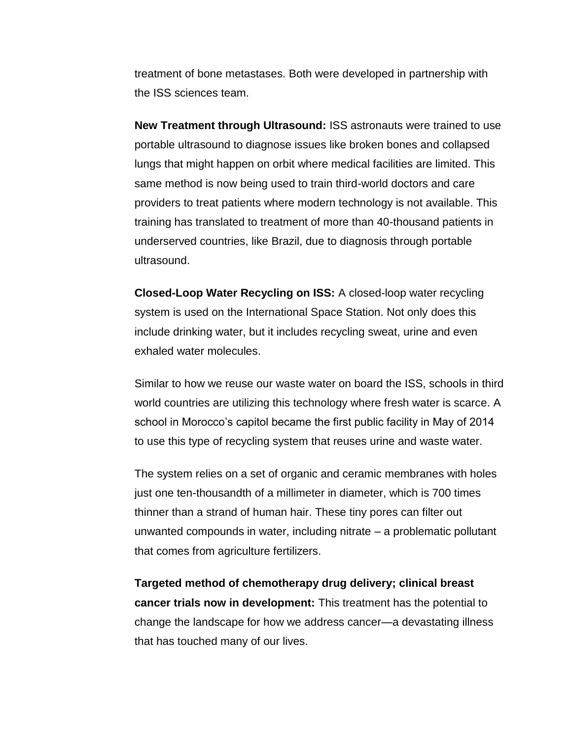treatment of bone metastases. Both were developed in partnership with the ISS sciences team.

**New Treatment through Ultrasound:** ISS astronauts were trained to use portable ultrasound to diagnose issues like broken bones and collapsed lungs that might happen on orbit where medical facilities are limited. This same method is now being used to train third-world doctors and care providers to treat patients where modern technology is not available. This training has translated to treatment of more than 40-thousand patients in underserved countries, like Brazil, due to diagnosis through portable ultrasound.

**Closed-Loop Water Recycling on ISS:** A closed-loop water recycling system is used on the International Space Station. Not only does this include drinking water, but it includes recycling sweat, urine and even exhaled water molecules.

Similar to how we reuse our waste water on board the ISS, schools in third world countries are utilizing this technology where fresh water is scarce. A school in Morocco's capitol became the first public facility in May of 2014 to use this type of recycling system that reuses urine and waste water.

The system relies on a set of organic and ceramic membranes with holes just one ten-thousandth of a millimeter in diameter, which is 700 times thinner than a strand of human hair. These tiny pores can filter out unwanted compounds in water, including nitrate – a problematic pollutant that comes from agriculture fertilizers.

**Targeted method of chemotherapy drug delivery; clinical breast cancer trials now in development:** This treatment has the potential to change the landscape for how we address cancer—a devastating illness that has touched many of our lives.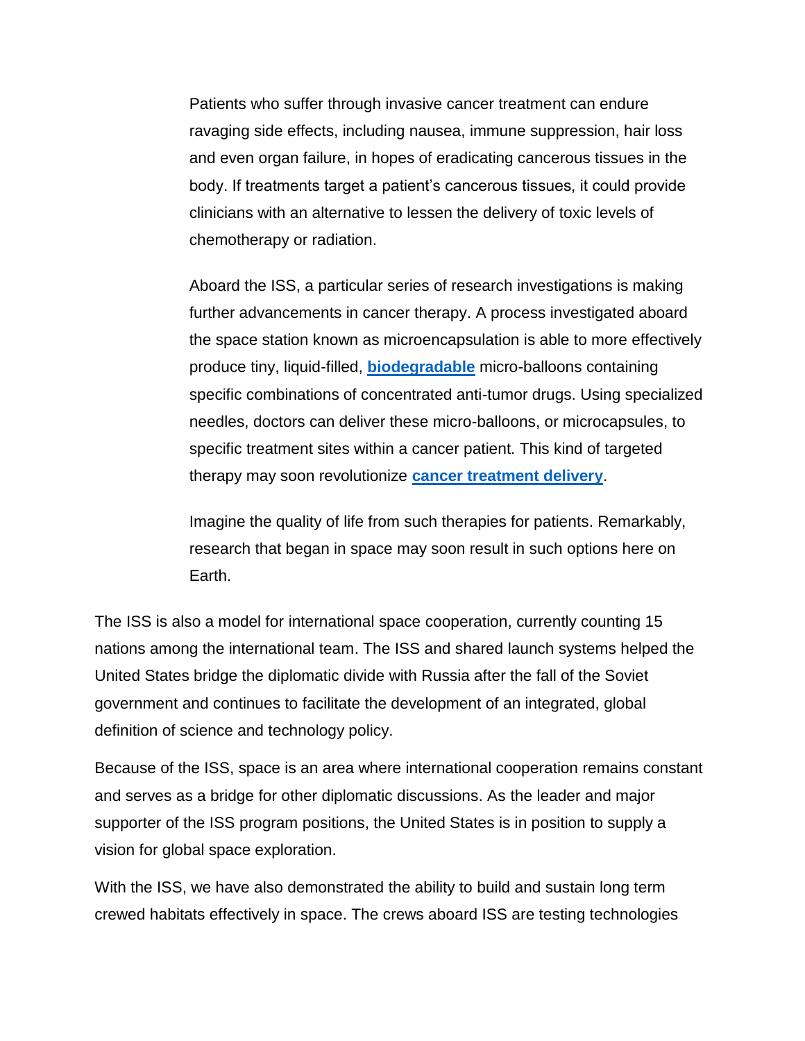> Patients who suffer through invasive cancer treatment can endure ravaging side effects, including nausea, immune suppression, hair loss and even organ failure, in hopes of eradicating cancerous tissues in the body. If treatments target a patient's cancerous tissues, it could provide clinicians with an alternative to lessen the delivery of toxic levels of chemotherapy or radiation.
>
> Aboard the ISS, a particular series of research investigations is making further advancements in cancer therapy. A process investigated aboard the space station known as microencapsulation is able to more effectively produce tiny, liquid-filled, **biodegradable** micro-balloons containing specific combinations of concentrated anti-tumor drugs. Using specialized needles, doctors can deliver these micro-balloons, or microcapsules, to specific treatment sites within a cancer patient. This kind of targeted therapy may soon revolutionize **cancer treatment delivery**.
>
> Imagine the quality of life from such therapies for patients. Remarkably, research that began in space may soon result in such options here on Earth.

The ISS is also a model for international space cooperation, currently counting 15 nations among the international team. The ISS and shared launch systems helped the United States bridge the diplomatic divide with Russia after the fall of the Soviet government and continues to facilitate the development of an integrated, global definition of science and technology policy.

Because of the ISS, space is an area where international cooperation remains constant and serves as a bridge for other diplomatic discussions. As the leader and major supporter of the ISS program positions, the United States is in position to supply a vision for global space exploration.

With the ISS, we have also demonstrated the ability to build and sustain long term crewed habitats effectively in space. The crews aboard ISS are testing technologies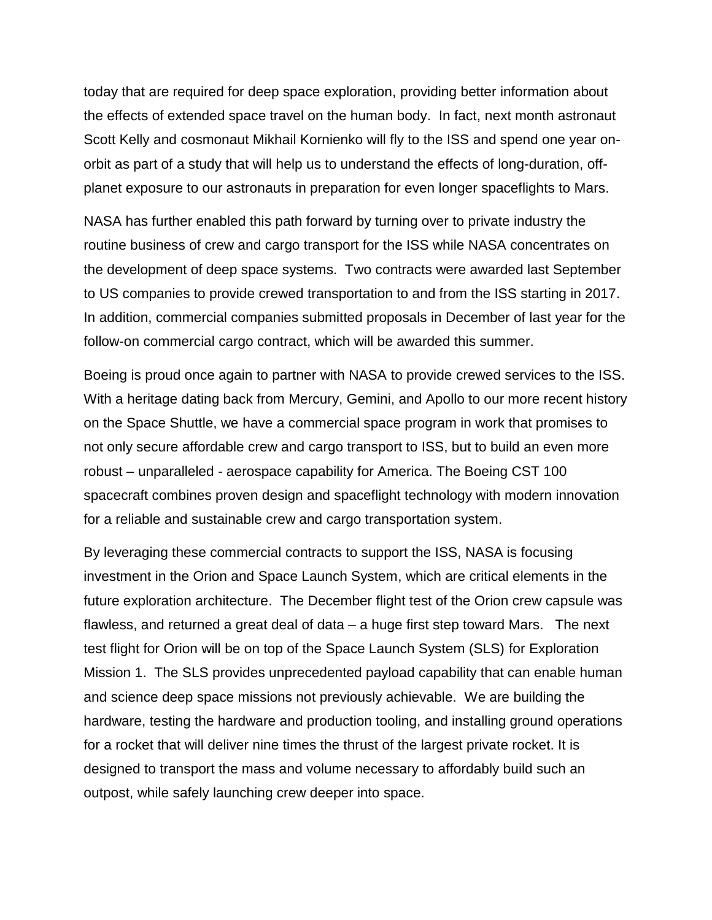today that are required for deep space exploration, providing better information about the effects of extended space travel on the human body. In fact, next month astronaut Scott Kelly and cosmonaut Mikhail Kornienko will fly to the ISS and spend one year on-orbit as part of a study that will help us to understand the effects of long-duration, off-planet exposure to our astronauts in preparation for even longer spaceflights to Mars.

NASA has further enabled this path forward by turning over to private industry the routine business of crew and cargo transport for the ISS while NASA concentrates on the development of deep space systems. Two contracts were awarded last September to US companies to provide crewed transportation to and from the ISS starting in 2017. In addition, commercial companies submitted proposals in December of last year for the follow-on commercial cargo contract, which will be awarded this summer.

Boeing is proud once again to partner with NASA to provide crewed services to the ISS. With a heritage dating back from Mercury, Gemini, and Apollo to our more recent history on the Space Shuttle, we have a commercial space program in work that promises to not only secure affordable crew and cargo transport to ISS, but to build an even more robust – unparalleled - aerospace capability for America. The Boeing CST 100 spacecraft combines proven design and spaceflight technology with modern innovation for a reliable and sustainable crew and cargo transportation system.

By leveraging these commercial contracts to support the ISS, NASA is focusing investment in the Orion and Space Launch System, which are critical elements in the future exploration architecture. The December flight test of the Orion crew capsule was flawless, and returned a great deal of data – a huge first step toward Mars. The next test flight for Orion will be on top of the Space Launch System (SLS) for Exploration Mission 1. The SLS provides unprecedented payload capability that can enable human and science deep space missions not previously achievable. We are building the hardware, testing the hardware and production tooling, and installing ground operations for a rocket that will deliver nine times the thrust of the largest private rocket. It is designed to transport the mass and volume necessary to affordably build such an outpost, while safely launching crew deeper into space.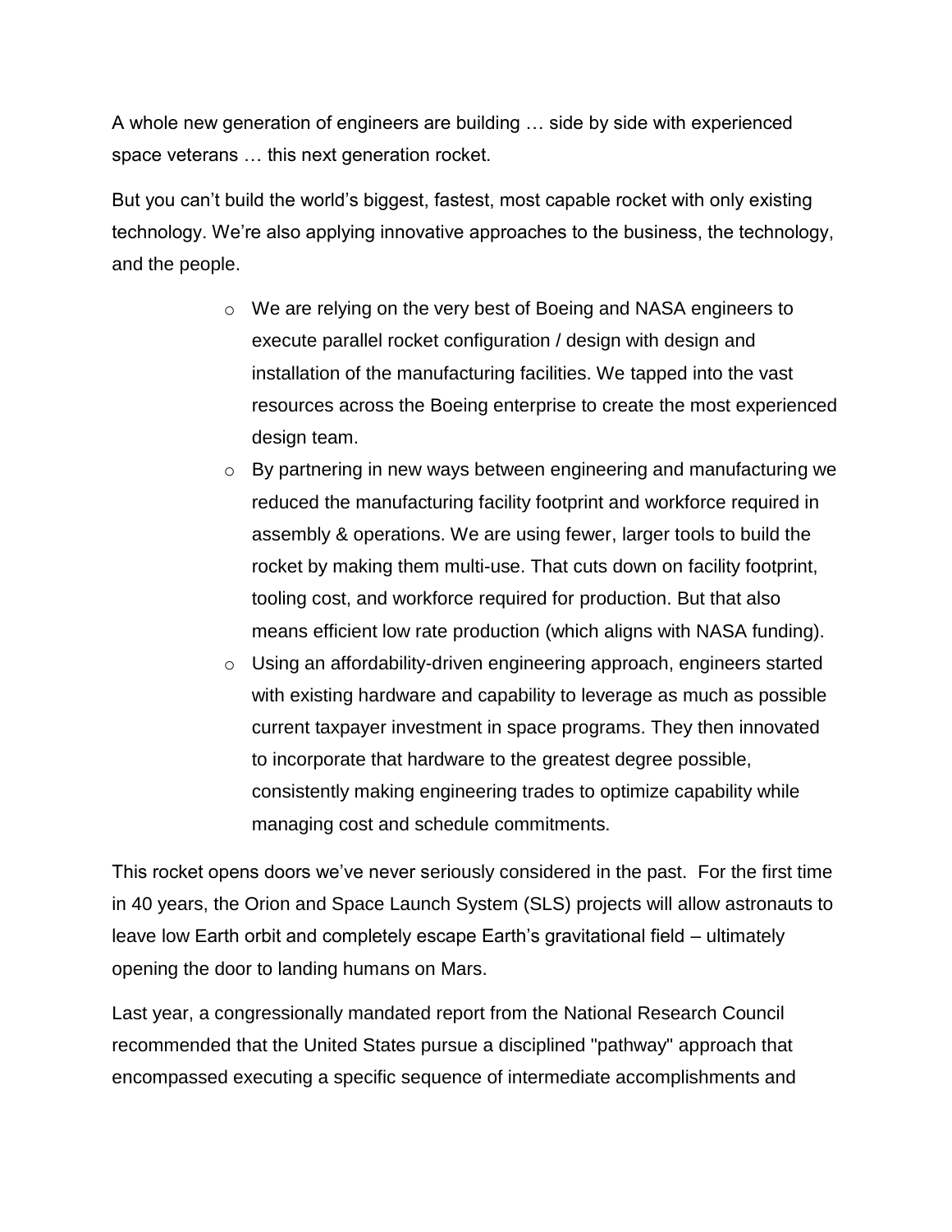A whole new generation of engineers are building … side by side with experienced space veterans … this next generation rocket.

But you can't build the world's biggest, fastest, most capable rocket with only existing technology. We're also applying innovative approaches to the business, the technology, and the people.

- We are relying on the very best of Boeing and NASA engineers to execute parallel rocket configuration / design with design and installation of the manufacturing facilities. We tapped into the vast resources across the Boeing enterprise to create the most experienced design team.
- By partnering in new ways between engineering and manufacturing we reduced the manufacturing facility footprint and workforce required in assembly & operations. We are using fewer, larger tools to build the rocket by making them multi-use. That cuts down on facility footprint, tooling cost, and workforce required for production. But that also means efficient low rate production (which aligns with NASA funding).
- Using an affordability-driven engineering approach, engineers started with existing hardware and capability to leverage as much as possible current taxpayer investment in space programs. They then innovated to incorporate that hardware to the greatest degree possible, consistently making engineering trades to optimize capability while managing cost and schedule commitments.

This rocket opens doors we've never seriously considered in the past. For the first time in 40 years, the Orion and Space Launch System (SLS) projects will allow astronauts to leave low Earth orbit and completely escape Earth's gravitational field – ultimately opening the door to landing humans on Mars.

Last year, a congressionally mandated report from the National Research Council recommended that the United States pursue a disciplined "pathway" approach that encompassed executing a specific sequence of intermediate accomplishments and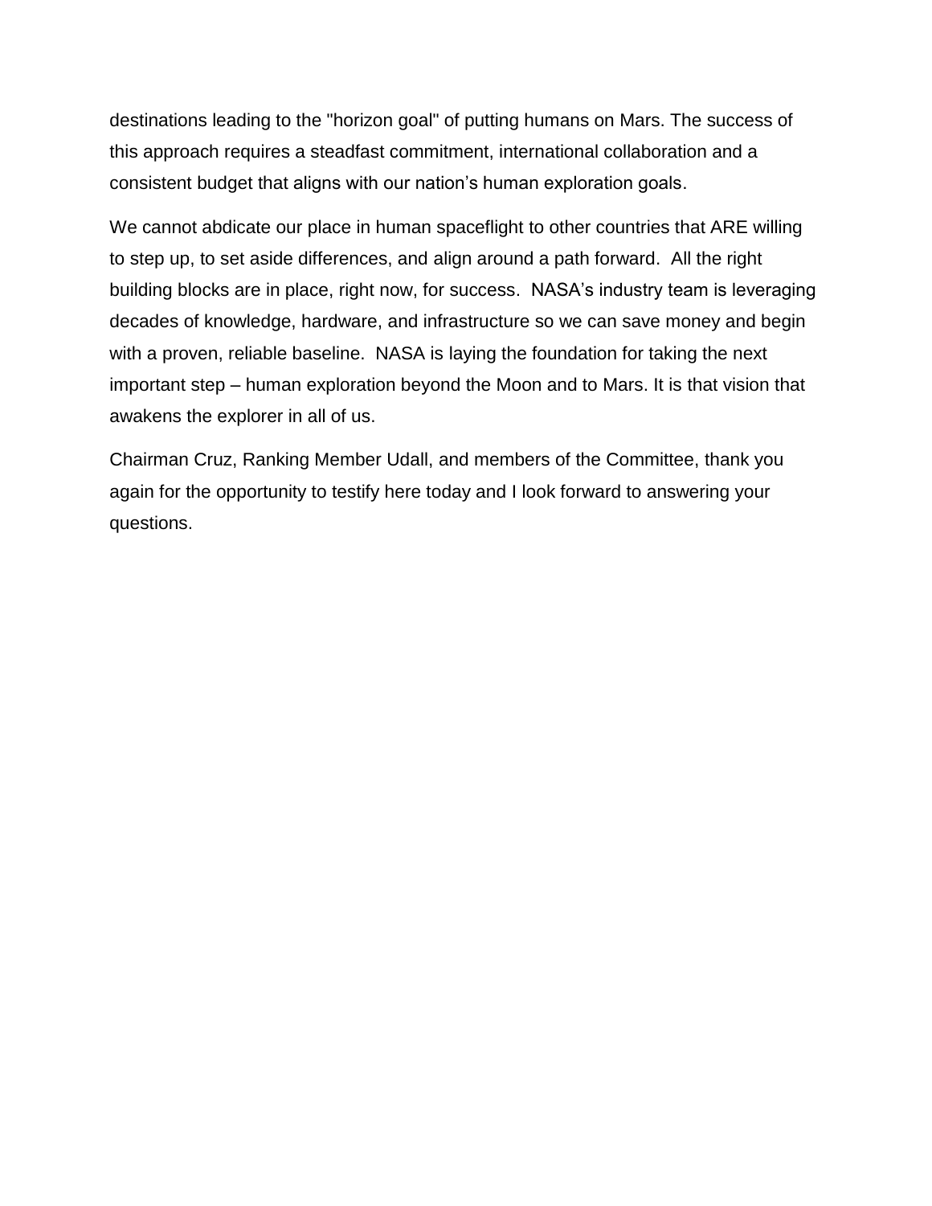destinations leading to the "horizon goal" of putting humans on Mars. The success of this approach requires a steadfast commitment, international collaboration and a consistent budget that aligns with our nation's human exploration goals.

We cannot abdicate our place in human spaceflight to other countries that ARE willing to step up, to set aside differences, and align around a path forward. All the right building blocks are in place, right now, for success. NASA's industry team is leveraging decades of knowledge, hardware, and infrastructure so we can save money and begin with a proven, reliable baseline. NASA is laying the foundation for taking the next important step – human exploration beyond the Moon and to Mars. It is that vision that awakens the explorer in all of us.

Chairman Cruz, Ranking Member Udall, and members of the Committee, thank you again for the opportunity to testify here today and I look forward to answering your questions.